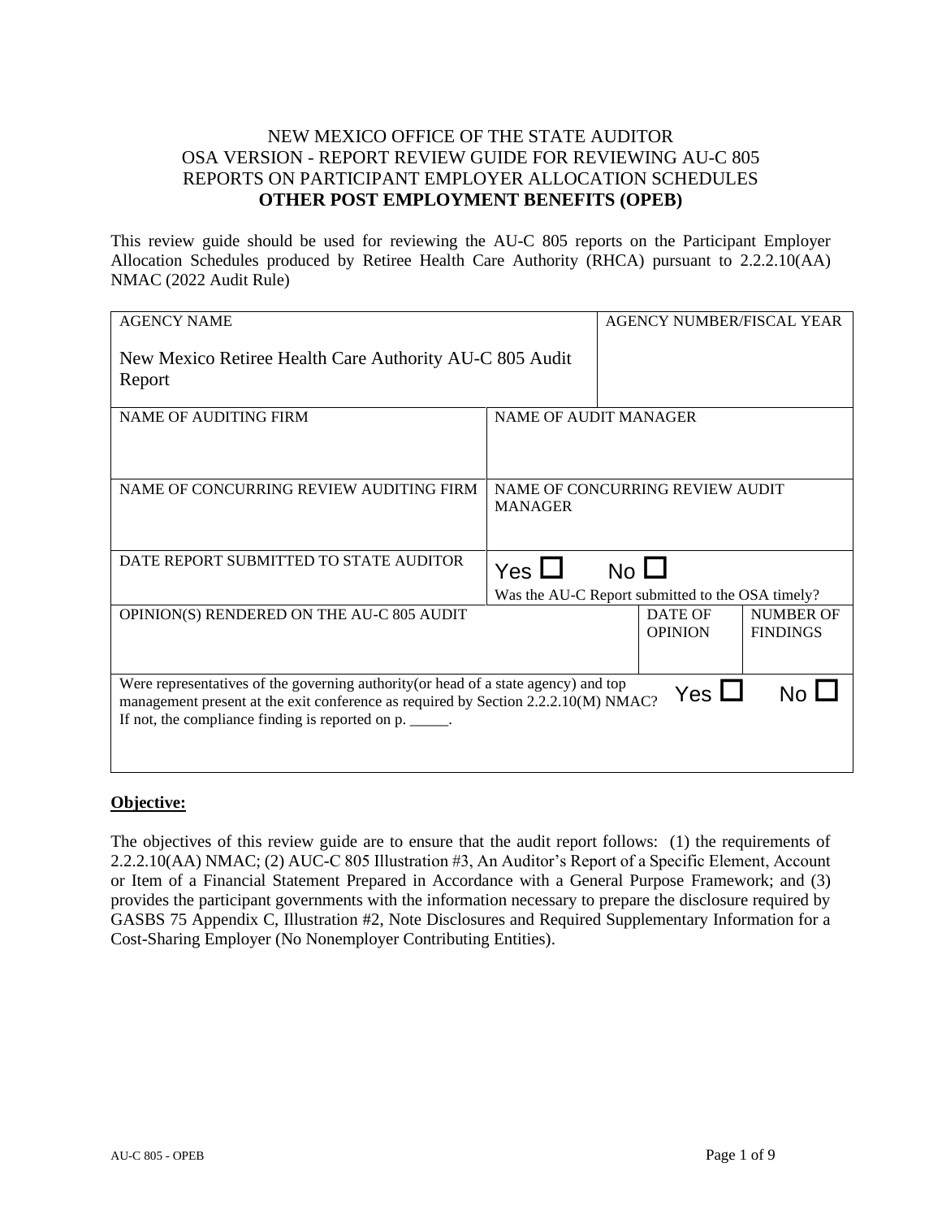# NEW MEXICO OFFICE OF THE STATE AUDITOR
# OSA VERSION - REPORT REVIEW GUIDE FOR REVIEWING AU-C 805 REPORTS ON PARTICIPANT EMPLOYER ALLOCATION SCHEDULES
# **OTHER POST EMPLOYMENT BENEFITS (OPEB)**

This review guide should be used for reviewing the AU-C 805 reports on the Participant Employer Allocation Schedules produced by Retiree Health Care Authority (RHCA) pursuant to 2.2.2.10(AA) NMAC (2022 Audit Rule)

| | | | |
|---|---|---|---|
| AGENCY NAME<br><br>New Mexico Retiree Health Care Authority AU-C 805 Audit Report | | AGENCY NUMBER/FISCAL YEAR | |
| NAME OF AUDITING FIRM | NAME OF AUDIT MANAGER | | |
| NAME OF CONCURRING REVIEW AUDITING FIRM | NAME OF CONCURRING REVIEW AUDIT MANAGER | | |
| DATE REPORT SUBMITTED TO STATE AUDITOR | Yes ☐ No ☐<br>Was the AU-C Report submitted to the OSA timely? | | |
| OPINION(S) RENDERED ON THE AU-C 805 AUDIT | | DATE OF OPINION | NUMBER OF FINDINGS |
| Were representatives of the governing authority(or head of a state agency) and top management present at the exit conference as required by Section 2.2.2.10(M) NMAC? If not, the compliance finding is reported on p. _____. | | Yes ☐ | No ☐ |

**Objective:**

The objectives of this review guide are to ensure that the audit report follows: (1) the requirements of 2.2.2.10(AA) NMAC; (2) AUC-C 805 Illustration #3, An Auditor's Report of a Specific Element, Account or Item of a Financial Statement Prepared in Accordance with a General Purpose Framework; and (3) provides the participant governments with the information necessary to prepare the disclosure required by GASBS 75 Appendix C, Illustration #2, Note Disclosures and Required Supplementary Information for a Cost-Sharing Employer (No Nonemployer Contributing Entities).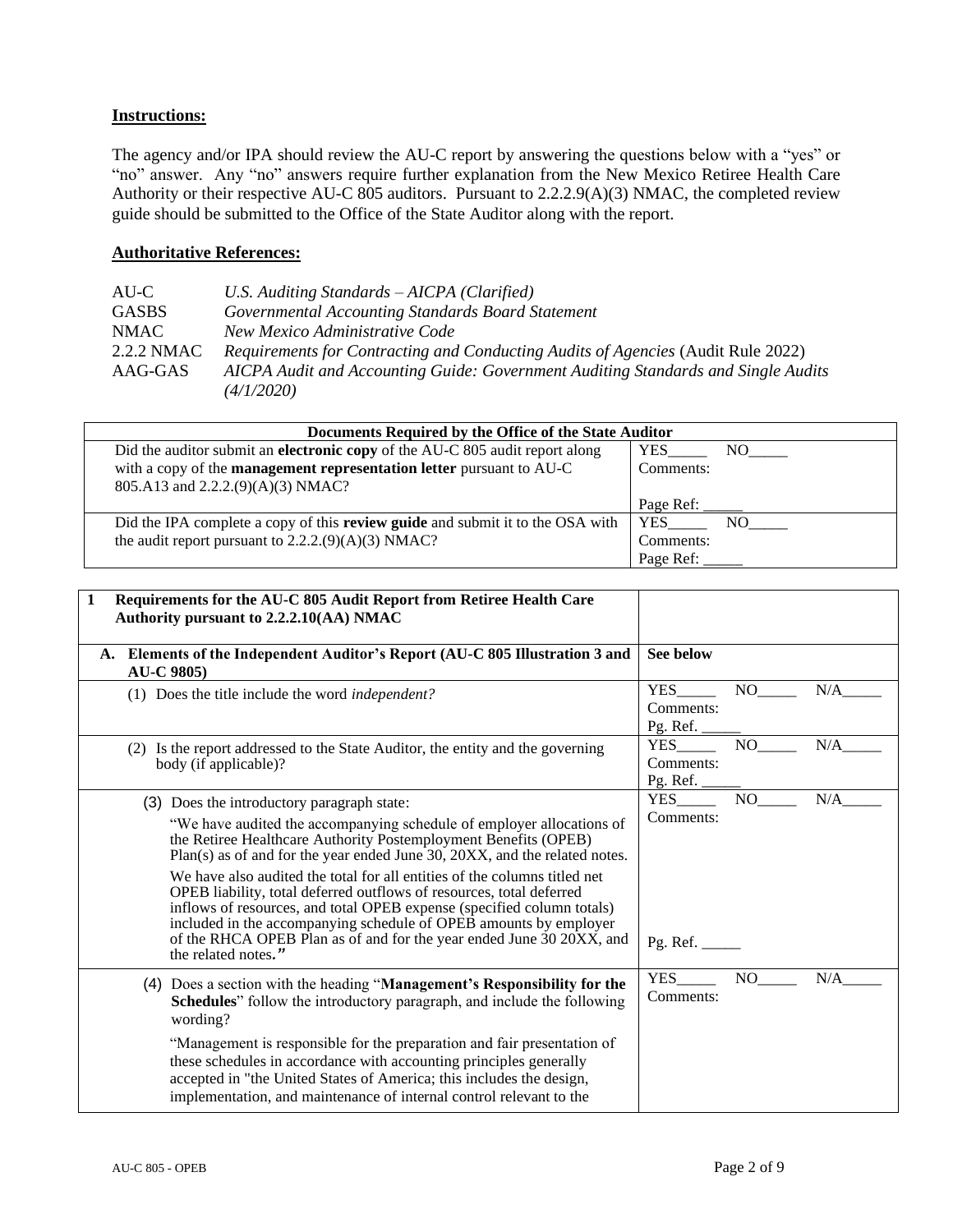**Instructions:**

The agency and/or IPA should review the AU-C report by answering the questions below with a "yes" or "no" answer. Any "no" answers require further explanation from the New Mexico Retiree Health Care Authority or their respective AU-C 805 auditors. Pursuant to 2.2.2.9(A)(3) NMAC, the completed review guide should be submitted to the Office of the State Auditor along with the report.

**Authoritative References:**

| | |
|---|---|
| AU-C | *U.S. Auditing Standards – AICPA (Clarified)* |
| GASBS | *Governmental Accounting Standards Board Statement* |
| NMAC | *New Mexico Administrative Code* |
| 2.2.2 NMAC | *Requirements for Contracting and Conducting Audits of Agencies* (Audit Rule 2022) |
| AAG-GAS | *AICPA Audit and Accounting Guide: Government Auditing Standards and Single Audits (4/1/2020)* |

| **Documents Required by the Office of the State Auditor** | |
|---|---|
| Did the auditor submit an **electronic copy** of the AU-C 805 audit report along with a copy of the **management representation letter** pursuant to AU-C 805.A13 and 2.2.2.(9)(A)(3) NMAC? | YES_____ NO_____<br>Comments:<br><br>Page Ref: _____ |
| Did the IPA complete a copy of this **review guide** and submit it to the OSA with the audit report pursuant to 2.2.2.(9)(A)(3) NMAC? | YES_____ NO_____<br>Comments:<br>Page Ref: _____ |

| **1 Requirements for the AU-C 805 Audit Report from Retiree Health Care Authority pursuant to 2.2.2.10(AA) NMAC** | |
|---|---|
| **A. Elements of the Independent Auditor's Report (AU-C 805 Illustration 3 and AU-C 9805)** | **See below** |
| (1) Does the title include the word *independent?* | YES_____ NO_____ N/A_____<br>Comments:<br>Pg. Ref. _____ |
| (2) Is the report addressed to the State Auditor, the entity and the governing body (if applicable)? | YES_____ NO_____ N/A_____<br>Comments:<br>Pg. Ref. _____ |
| (3) Does the introductory paragraph state:<br>"We have audited the accompanying schedule of employer allocations of the Retiree Healthcare Authority Postemployment Benefits (OPEB) Plan(s) as of and for the year ended June 30, 20XX, and the related notes.<br>We have also audited the total for all entities of the columns titled net OPEB liability, total deferred outflows of resources, total deferred inflows of resources, and total OPEB expense (specified column totals) included in the accompanying schedule of OPEB amounts by employer of the RHCA OPEB Plan as of and for the year ended June 30 20XX, and the related notes.*"* | YES_____ NO_____ N/A_____<br>Comments:<br><br>Pg. Ref. _____ |
| (4) Does a section with the heading "**Management's Responsibility for the Schedules**" follow the introductory paragraph, and include the following wording?<br>"Management is responsible for the preparation and fair presentation of these schedules in accordance with accounting principles generally accepted in "the United States of America; this includes the design, implementation, and maintenance of internal control relevant to the | YES_____ NO_____ N/A_____<br>Comments: |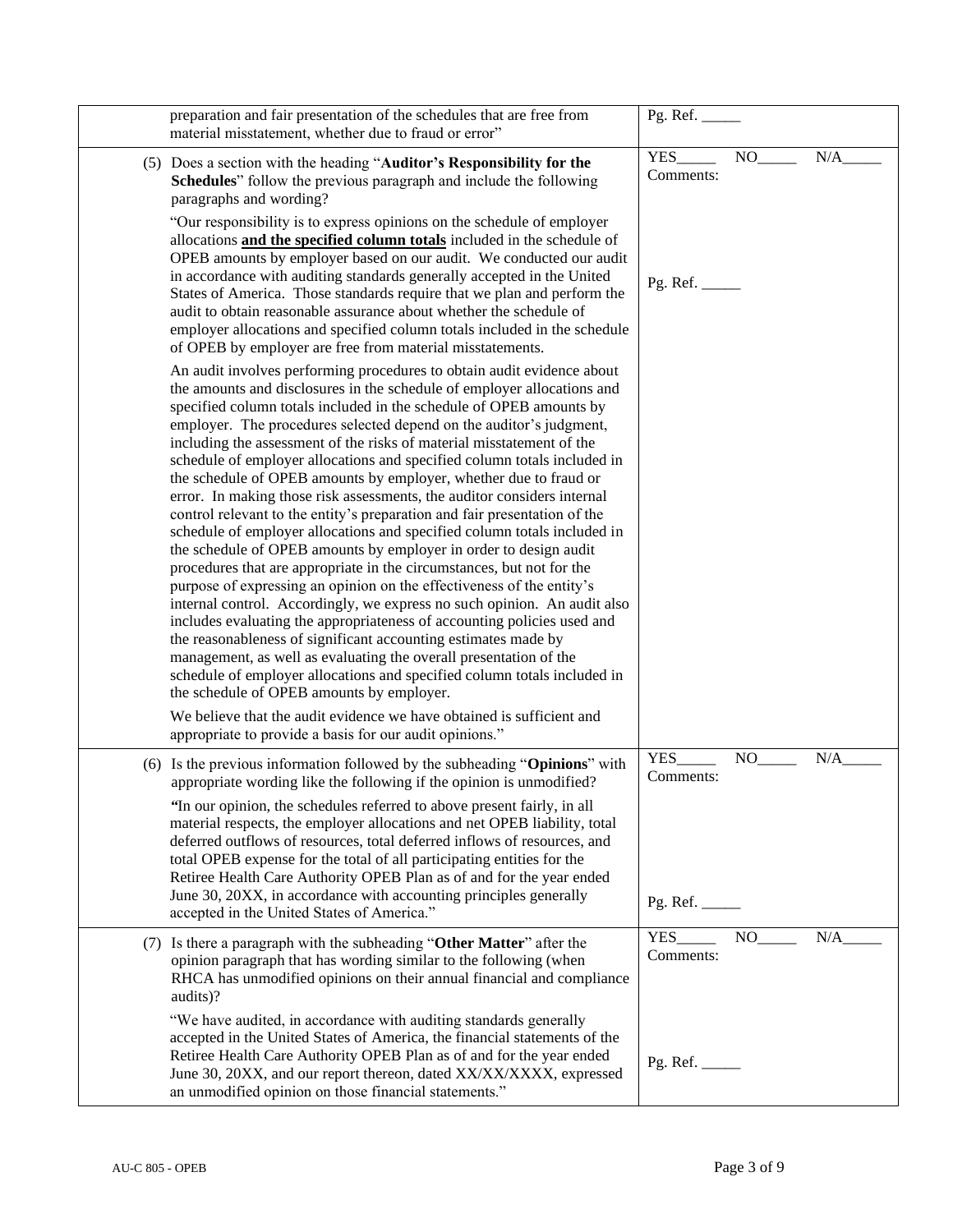| | |
|---|---|
| preparation and fair presentation of the schedules that are free from material misstatement, whether due to fraud or error" | Pg. Ref. _____ |
| (5) Does a section with the heading "**Auditor's Responsibility for the Schedules**" follow the previous paragraph and include the following paragraphs and wording?<br><br>"Our responsibility is to express opinions on the schedule of employer allocations **and the specified column totals** included in the schedule of OPEB amounts by employer based on our audit. We conducted our audit in accordance with auditing standards generally accepted in the United States of America. Those standards require that we plan and perform the audit to obtain reasonable assurance about whether the schedule of employer allocations and specified column totals included in the schedule of OPEB by employer are free from material misstatements.<br><br>An audit involves performing procedures to obtain audit evidence about the amounts and disclosures in the schedule of employer allocations and specified column totals included in the schedule of OPEB amounts by employer. The procedures selected depend on the auditor's judgment, including the assessment of the risks of material misstatement of the schedule of employer allocations and specified column totals included in the schedule of OPEB amounts by employer, whether due to fraud or error. In making those risk assessments, the auditor considers internal control relevant to the entity's preparation and fair presentation of the schedule of employer allocations and specified column totals included in the schedule of OPEB amounts by employer in order to design audit procedures that are appropriate in the circumstances, but not for the purpose of expressing an opinion on the effectiveness of the entity's internal control. Accordingly, we express no such opinion. An audit also includes evaluating the appropriateness of accounting policies used and the reasonableness of significant accounting estimates made by management, as well as evaluating the overall presentation of the schedule of employer allocations and specified column totals included in the schedule of OPEB amounts by employer.<br><br>We believe that the audit evidence we have obtained is sufficient and appropriate to provide a basis for our audit opinions." | YES_____ NO_____ N/A_____<br>Comments:<br><br>Pg. Ref. _____ |
| (6) Is the previous information followed by the subheading "**Opinions**" with appropriate wording like the following if the opinion is unmodified?<br><br>"In our opinion, the schedules referred to above present fairly, in all material respects, the employer allocations and net OPEB liability, total deferred outflows of resources, total deferred inflows of resources, and total OPEB expense for the total of all participating entities for the Retiree Health Care Authority OPEB Plan as of and for the year ended June 30, 20XX, in accordance with accounting principles generally accepted in the United States of America." | YES_____ NO_____ N/A_____<br>Comments:<br><br>Pg. Ref. _____ |
| (7) Is there a paragraph with the subheading "**Other Matter**" after the opinion paragraph that has wording similar to the following (when RHCA has unmodified opinions on their annual financial and compliance audits)?<br><br>"We have audited, in accordance with auditing standards generally accepted in the United States of America, the financial statements of the Retiree Health Care Authority OPEB Plan as of and for the year ended June 30, 20XX, and our report thereon, dated XX/XX/XXXX, expressed an unmodified opinion on those financial statements." | YES_____ NO_____ N/A_____<br>Comments:<br><br>Pg. Ref. _____ |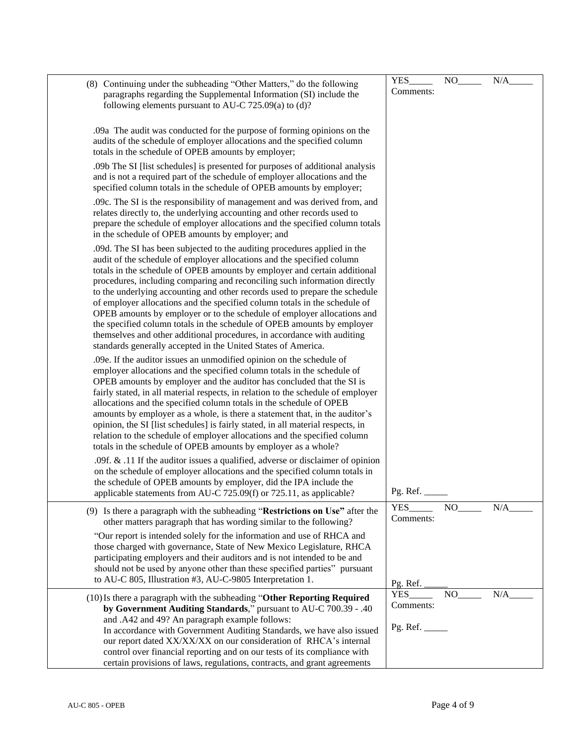| | |
|---|---|
| (8) Continuing under the subheading "Other Matters," do the following paragraphs regarding the Supplemental Information (SI) include the following elements pursuant to AU-C 725.09(a) to (d)?<br><br>.09a The audit was conducted for the purpose of forming opinions on the audits of the schedule of employer allocations and the specified column totals in the schedule of OPEB amounts by employer;<br><br>.09b The SI [list schedules] is presented for purposes of additional analysis and is not a required part of the schedule of employer allocations and the specified column totals in the schedule of OPEB amounts by employer;<br><br>.09c. The SI is the responsibility of management and was derived from, and relates directly to, the underlying accounting and other records used to prepare the schedule of employer allocations and the specified column totals in the schedule of OPEB amounts by employer; and<br><br>.09d. The SI has been subjected to the auditing procedures applied in the audit of the schedule of employer allocations and the specified column totals in the schedule of OPEB amounts by employer and certain additional procedures, including comparing and reconciling such information directly to the underlying accounting and other records used to prepare the schedule of employer allocations and the specified column totals in the schedule of OPEB amounts by employer or to the schedule of employer allocations and the specified column totals in the schedule of OPEB amounts by employer themselves and other additional procedures, in accordance with auditing standards generally accepted in the United States of America.<br><br>.09e. If the auditor issues an unmodified opinion on the schedule of employer allocations and the specified column totals in the schedule of OPEB amounts by employer and the auditor has concluded that the SI is fairly stated, in all material respects, in relation to the schedule of employer allocations and the specified column totals in the schedule of OPEB amounts by employer as a whole, is there a statement that, in the auditor's opinion, the SI [list schedules] is fairly stated, in all material respects, in relation to the schedule of employer allocations and the specified column totals in the schedule of OPEB amounts by employer as a whole?<br><br>.09f. & .11 If the auditor issues a qualified, adverse or disclaimer of opinion on the schedule of employer allocations and the specified column totals in the schedule of OPEB amounts by employer, did the IPA include the applicable statements from AU-C 725.09(f) or 725.11, as applicable? | YES_____ NO_____ N/A_____<br>Comments:<br><br>Pg. Ref. _____ |
| (9) Is there a paragraph with the subheading "**Restrictions on Use**" after the other matters paragraph that has wording similar to the following?<br><br>"Our report is intended solely for the information and use of RHCA and those charged with governance, State of New Mexico Legislature, RHCA participating employers and their auditors and is not intended to be and should not be used by anyone other than these specified parties" pursuant to AU-C 805, Illustration #3, AU-C-9805 Interpretation 1. | YES_____ NO_____ N/A_____<br>Comments:<br><br>Pg. Ref. _____ |
| (10) Is there a paragraph with the subheading "**Other Reporting Required by Government Auditing Standards**," pursuant to AU-C 700.39 - .40 and .A42 and 49? An paragraph example follows:<br>In accordance with Government Auditing Standards, we have also issued our report dated XX/XX/XX on our consideration of RHCA's internal control over financial reporting and on our tests of its compliance with certain provisions of laws, regulations, contracts, and grant agreements | YES_____ NO_____ N/A_____<br>Comments:<br><br>Pg. Ref. _____ |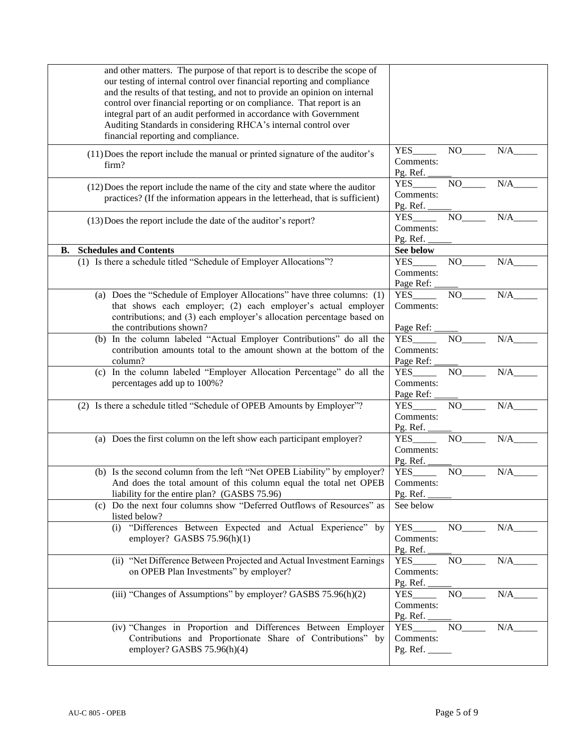| | |
|---|---|
| and other matters. The purpose of that report is to describe the scope of our testing of internal control over financial reporting and compliance and the results of that testing, and not to provide an opinion on internal control over financial reporting or on compliance. That report is an integral part of an audit performed in accordance with Government Auditing Standards in considering RHCA's internal control over financial reporting and compliance. | |
| (11) Does the report include the manual or printed signature of the auditor's firm? | YES_____ NO_____ N/A_____ Comments: Pg. Ref. _____ |
| (12) Does the report include the name of the city and state where the auditor practices? (If the information appears in the letterhead, that is sufficient) | YES_____ NO_____ N/A_____ Comments: Pg. Ref. _____ |
| (13) Does the report include the date of the auditor's report? | YES_____ NO_____ N/A_____ Comments: Pg. Ref. _____ |
| **B. Schedules and Contents** | **See below** |
| (1) Is there a schedule titled "Schedule of Employer Allocations"? | YES_____ NO_____ N/A_____ Comments: Page Ref: _____ |
| (a) Does the "Schedule of Employer Allocations" have three columns: (1) that shows each employer; (2) each employer's actual employer contributions; and (3) each employer's allocation percentage based on the contributions shown? | YES_____ NO_____ N/A_____ Comments: Page Ref: _____ |
| (b) In the column labeled "Actual Employer Contributions" do all the contribution amounts total to the amount shown at the bottom of the column? | YES_____ NO_____ N/A_____ Comments: Page Ref: _____ |
| (c) In the column labeled "Employer Allocation Percentage" do all the percentages add up to 100%? | YES_____ NO_____ N/A_____ Comments: Page Ref: _____ |
| (2) Is there a schedule titled "Schedule of OPEB Amounts by Employer"? | YES_____ NO_____ N/A_____ Comments: Pg. Ref. _____ |
| (a) Does the first column on the left show each participant employer? | YES_____ NO_____ N/A_____ Comments: Pg. Ref. _____ |
| (b) Is the second column from the left "Net OPEB Liability" by employer? And does the total amount of this column equal the total net OPEB liability for the entire plan? (GASBS 75.96) | YES_____ NO_____ N/A_____ Comments: Pg. Ref. _____ |
| (c) Do the next four columns show "Deferred Outflows of Resources" as listed below? | See below |
| (i) "Differences Between Expected and Actual Experience" by employer? GASBS 75.96(h)(1) | YES_____ NO_____ N/A_____ Comments: Pg. Ref. _____ |
| (ii) "Net Difference Between Projected and Actual Investment Earnings on OPEB Plan Investments" by employer? | YES_____ NO_____ N/A_____ Comments: Pg. Ref. _____ |
| (iii) "Changes of Assumptions" by employer? GASBS 75.96(h)(2) | YES_____ NO_____ N/A_____ Comments: Pg. Ref. _____ |
| (iv) "Changes in Proportion and Differences Between Employer Contributions and Proportionate Share of Contributions" by employer? GASBS 75.96(h)(4) | YES_____ NO_____ N/A_____ Comments: Pg. Ref. _____ |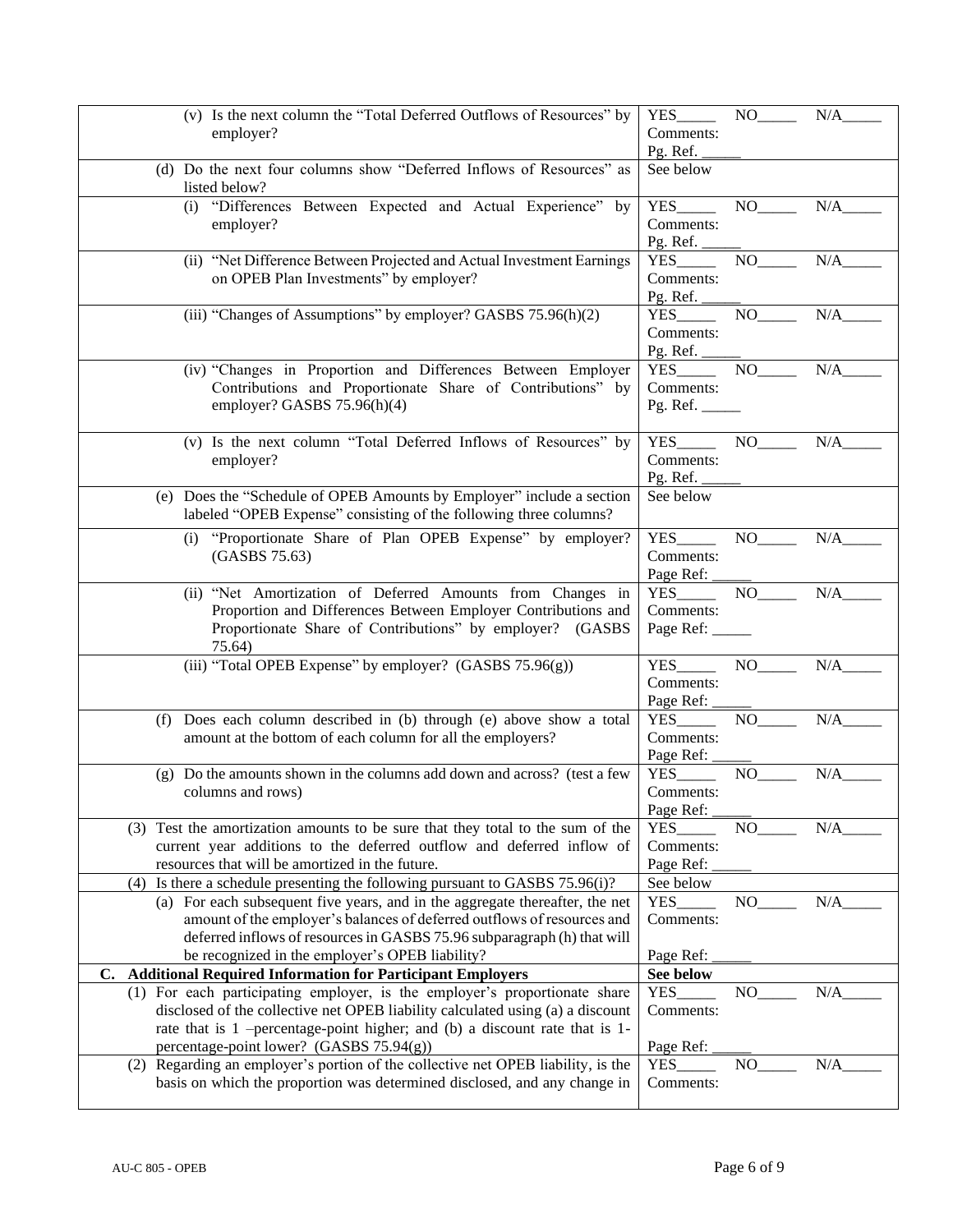| | |
|---|---|
| (v) Is the next column the "Total Deferred Outflows of Resources" by employer? | YES_____ NO_____ N/A_____<br>Comments:<br>Pg. Ref. _____ |
| (d) Do the next four columns show "Deferred Inflows of Resources" as listed below? | See below |
| (i) "Differences Between Expected and Actual Experience" by employer? | YES_____ NO_____ N/A_____<br>Comments:<br>Pg. Ref. _____ |
| (ii) "Net Difference Between Projected and Actual Investment Earnings on OPEB Plan Investments" by employer? | YES_____ NO_____ N/A_____<br>Comments:<br>Pg. Ref. _____ |
| (iii) "Changes of Assumptions" by employer? GASBS 75.96(h)(2) | YES_____ NO_____ N/A_____<br>Comments:<br>Pg. Ref. _____ |
| (iv) "Changes in Proportion and Differences Between Employer Contributions and Proportionate Share of Contributions" by employer? GASBS 75.96(h)(4) | YES_____ NO_____ N/A_____<br>Comments:<br>Pg. Ref. _____ |
| (v) Is the next column "Total Deferred Inflows of Resources" by employer? | YES_____ NO_____ N/A_____<br>Comments:<br>Pg. Ref. _____ |
| (e) Does the "Schedule of OPEB Amounts by Employer" include a section labeled "OPEB Expense" consisting of the following three columns? | See below |
| (i) "Proportionate Share of Plan OPEB Expense" by employer? (GASBS 75.63) | YES_____ NO_____ N/A_____<br>Comments:<br>Page Ref: _____ |
| (ii) "Net Amortization of Deferred Amounts from Changes in Proportion and Differences Between Employer Contributions and Proportionate Share of Contributions" by employer? (GASBS 75.64) | YES_____ NO_____ N/A_____<br>Comments:<br>Page Ref: _____ |
| (iii) "Total OPEB Expense" by employer? (GASBS 75.96(g)) | YES_____ NO_____ N/A_____<br>Comments:<br>Page Ref: _____ |
| (f) Does each column described in (b) through (e) above show a total amount at the bottom of each column for all the employers? | YES_____ NO_____ N/A_____<br>Comments:<br>Page Ref: _____ |
| (g) Do the amounts shown in the columns add down and across? (test a few columns and rows) | YES_____ NO_____ N/A_____<br>Comments:<br>Page Ref: _____ |
| (3) Test the amortization amounts to be sure that they total to the sum of the current year additions to the deferred outflow and deferred inflow of resources that will be amortized in the future. | YES_____ NO_____ N/A_____<br>Comments:<br>Page Ref: _____ |
| (4) Is there a schedule presenting the following pursuant to GASBS 75.96(i)? | See below |
| (a) For each subsequent five years, and in the aggregate thereafter, the net amount of the employer's balances of deferred outflows of resources and deferred inflows of resources in GASBS 75.96 subparagraph (h) that will be recognized in the employer's OPEB liability? | YES_____ NO_____ N/A_____<br>Comments:<br>Page Ref: _____ |
| **C. Additional Required Information for Participant Employers** | **See below** |
| (1) For each participating employer, is the employer's proportionate share disclosed of the collective net OPEB liability calculated using (a) a discount rate that is 1 –percentage-point higher; and (b) a discount rate that is 1-percentage-point lower? (GASBS 75.94(g)) | YES_____ NO_____ N/A_____<br>Comments:<br>Page Ref: _____ |
| (2) Regarding an employer's portion of the collective net OPEB liability, is the basis on which the proportion was determined disclosed, and any change in | YES_____ NO_____ N/A_____<br>Comments: |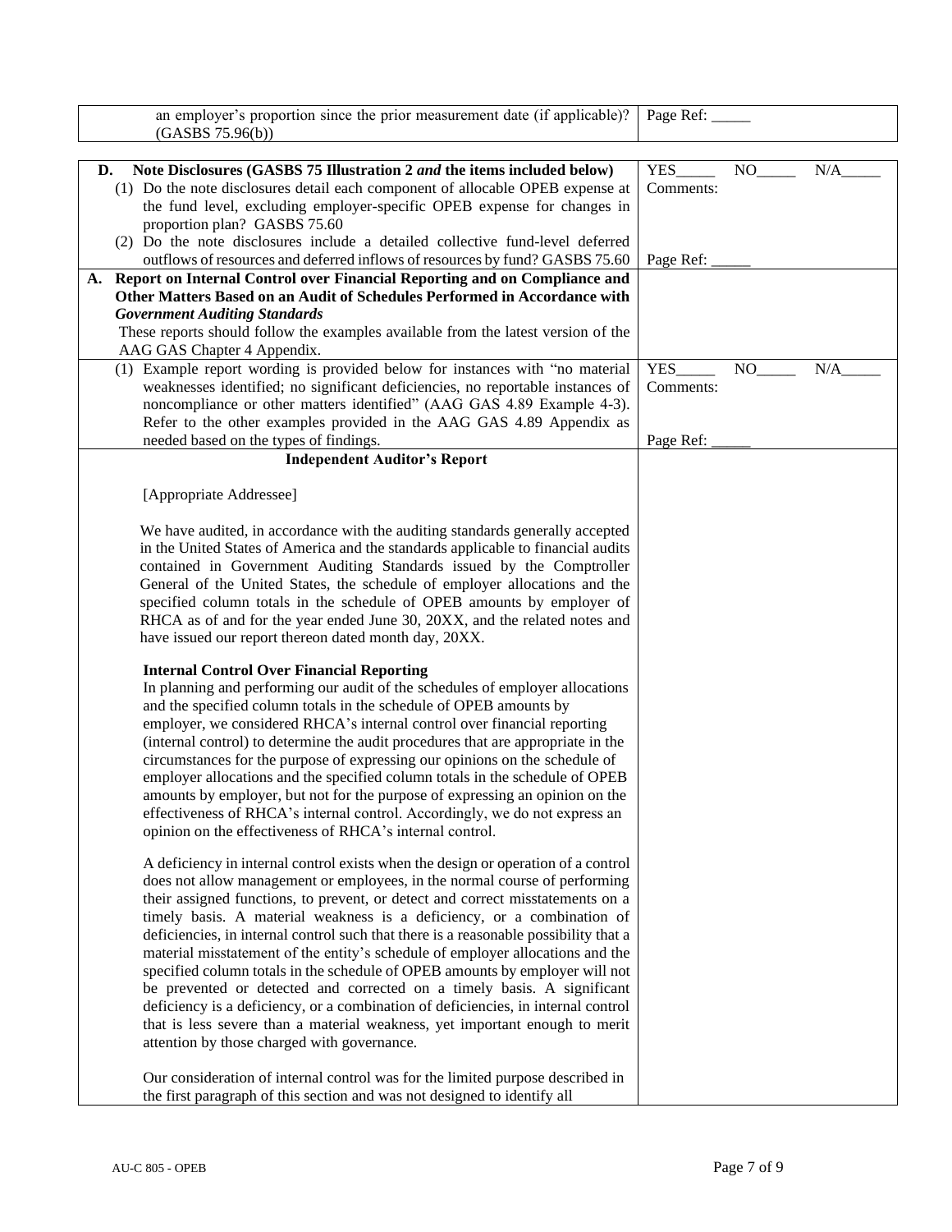| | |
|---|---|
| an employer's proportion since the prior measurement date (if applicable)? (GASBS 75.96(b)) | Page Ref: _____ |

| | |
|---|---|
| **D. Note Disclosures (GASBS 75 Illustration 2 *and* the items included below)**<br>(1) Do the note disclosures detail each component of allocable OPEB expense at the fund level, excluding employer-specific OPEB expense for changes in proportion plan? GASBS 75.60<br>(2) Do the note disclosures include a detailed collective fund-level deferred outflows of resources and deferred inflows of resources by fund? GASBS 75.60 | YES_____ NO_____ N/A_____<br>Comments:<br><br>Page Ref: _____ |
| **A. Report on Internal Control over Financial Reporting and on Compliance and Other Matters Based on an Audit of Schedules Performed in Accordance with *Government Auditing Standards***<br>These reports should follow the examples available from the latest version of the AAG GAS Chapter 4 Appendix. | |
| (1) Example report wording is provided below for instances with "no material weaknesses identified; no significant deficiencies, no reportable instances of noncompliance or other matters identified" (AAG GAS 4.89 Example 4-3). Refer to the other examples provided in the AAG GAS 4.89 Appendix as needed based on the types of findings. | YES_____ NO_____ N/A_____<br>Comments:<br><br>Page Ref: _____ |
| **Independent Auditor's Report**<br><br>[Appropriate Addressee]<br><br>We have audited, in accordance with the auditing standards generally accepted in the United States of America and the standards applicable to financial audits contained in Government Auditing Standards issued by the Comptroller General of the United States, the schedule of employer allocations and the specified column totals in the schedule of OPEB amounts by employer of RHCA as of and for the year ended June 30, 20XX, and the related notes and have issued our report thereon dated month day, 20XX.<br><br>**Internal Control Over Financial Reporting**<br>In planning and performing our audit of the schedules of employer allocations and the specified column totals in the schedule of OPEB amounts by employer, we considered RHCA's internal control over financial reporting (internal control) to determine the audit procedures that are appropriate in the circumstances for the purpose of expressing our opinions on the schedule of employer allocations and the specified column totals in the schedule of OPEB amounts by employer, but not for the purpose of expressing an opinion on the effectiveness of RHCA's internal control. Accordingly, we do not express an opinion on the effectiveness of RHCA's internal control.<br><br>A deficiency in internal control exists when the design or operation of a control does not allow management or employees, in the normal course of performing their assigned functions, to prevent, or detect and correct misstatements on a timely basis. A material weakness is a deficiency, or a combination of deficiencies, in internal control such that there is a reasonable possibility that a material misstatement of the entity's schedule of employer allocations and the specified column totals in the schedule of OPEB amounts by employer will not be prevented or detected and corrected on a timely basis. A significant deficiency is a deficiency, or a combination of deficiencies, in internal control that is less severe than a material weakness, yet important enough to merit attention by those charged with governance.<br><br>Our consideration of internal control was for the limited purpose described in the first paragraph of this section and was not designed to identify all | |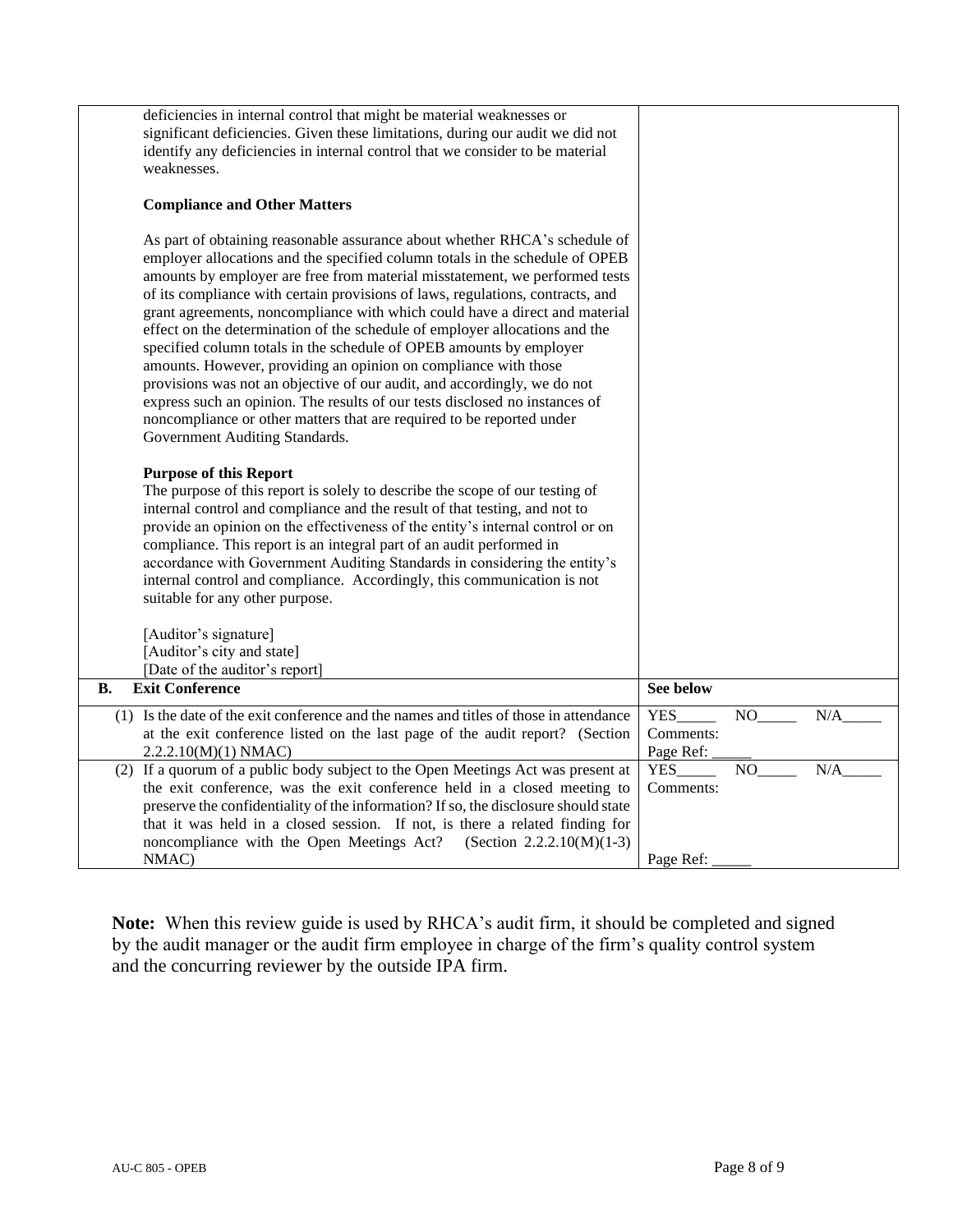| | |
|---|---|
| deficiencies in internal control that might be material weaknesses or significant deficiencies. Given these limitations, during our audit we did not identify any deficiencies in internal control that we consider to be material weaknesses.<br><br>**Compliance and Other Matters**<br><br>As part of obtaining reasonable assurance about whether RHCA's schedule of employer allocations and the specified column totals in the schedule of OPEB amounts by employer are free from material misstatement, we performed tests of its compliance with certain provisions of laws, regulations, contracts, and grant agreements, noncompliance with which could have a direct and material effect on the determination of the schedule of employer allocations and the specified column totals in the schedule of OPEB amounts by employer amounts. However, providing an opinion on compliance with those provisions was not an objective of our audit, and accordingly, we do not express such an opinion. The results of our tests disclosed no instances of noncompliance or other matters that are required to be reported under Government Auditing Standards.<br><br>**Purpose of this Report**<br>The purpose of this report is solely to describe the scope of our testing of internal control and compliance and the result of that testing, and not to provide an opinion on the effectiveness of the entity's internal control or on compliance. This report is an integral part of an audit performed in accordance with Government Auditing Standards in considering the entity's internal control and compliance. Accordingly, this communication is not suitable for any other purpose.<br><br>[Auditor's signature]<br>[Auditor's city and state]<br>[Date of the auditor's report] | |
| **B. Exit Conference** | **See below** |
| (1) Is the date of the exit conference and the names and titles of those in attendance at the exit conference listed on the last page of the audit report? (Section 2.2.2.10(M)(1) NMAC) | YES_____ NO_____ N/A_____<br>Comments:<br>Page Ref: _____ |
| (2) If a quorum of a public body subject to the Open Meetings Act was present at the exit conference, was the exit conference held in a closed meeting to preserve the confidentiality of the information? If so, the disclosure should state that it was held in a closed session. If not, is there a related finding for noncompliance with the Open Meetings Act? (Section 2.2.2.10(M)(1-3) NMAC) | YES_____ NO_____ N/A_____<br>Comments:<br><br>Page Ref: _____ |

**Note:** When this review guide is used by RHCA's audit firm, it should be completed and signed by the audit manager or the audit firm employee in charge of the firm's quality control system and the concurring reviewer by the outside IPA firm.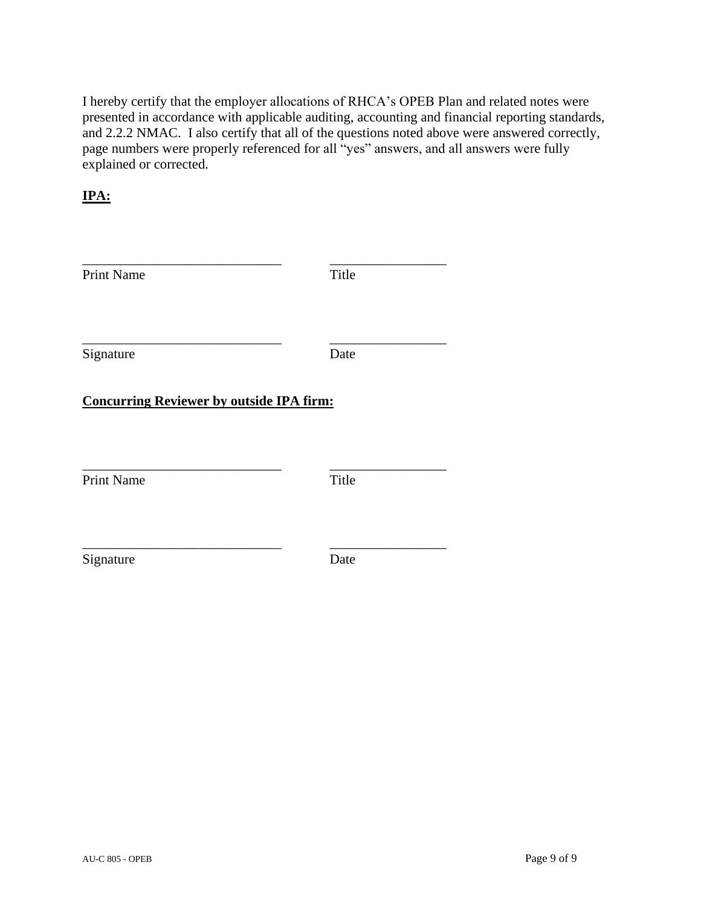I hereby certify that the employer allocations of RHCA's OPEB Plan and related notes were presented in accordance with applicable auditing, accounting and financial reporting standards, and 2.2.2 NMAC. I also certify that all of the questions noted above were answered correctly, page numbers were properly referenced for all "yes" answers, and all answers were fully explained or corrected.

**IPA:**

______________________________ _________________

Print Name Title

______________________________ _________________

Signature Date

**Concurring Reviewer by outside IPA firm:**

______________________________ _________________

Print Name Title

______________________________ _________________

Signature Date